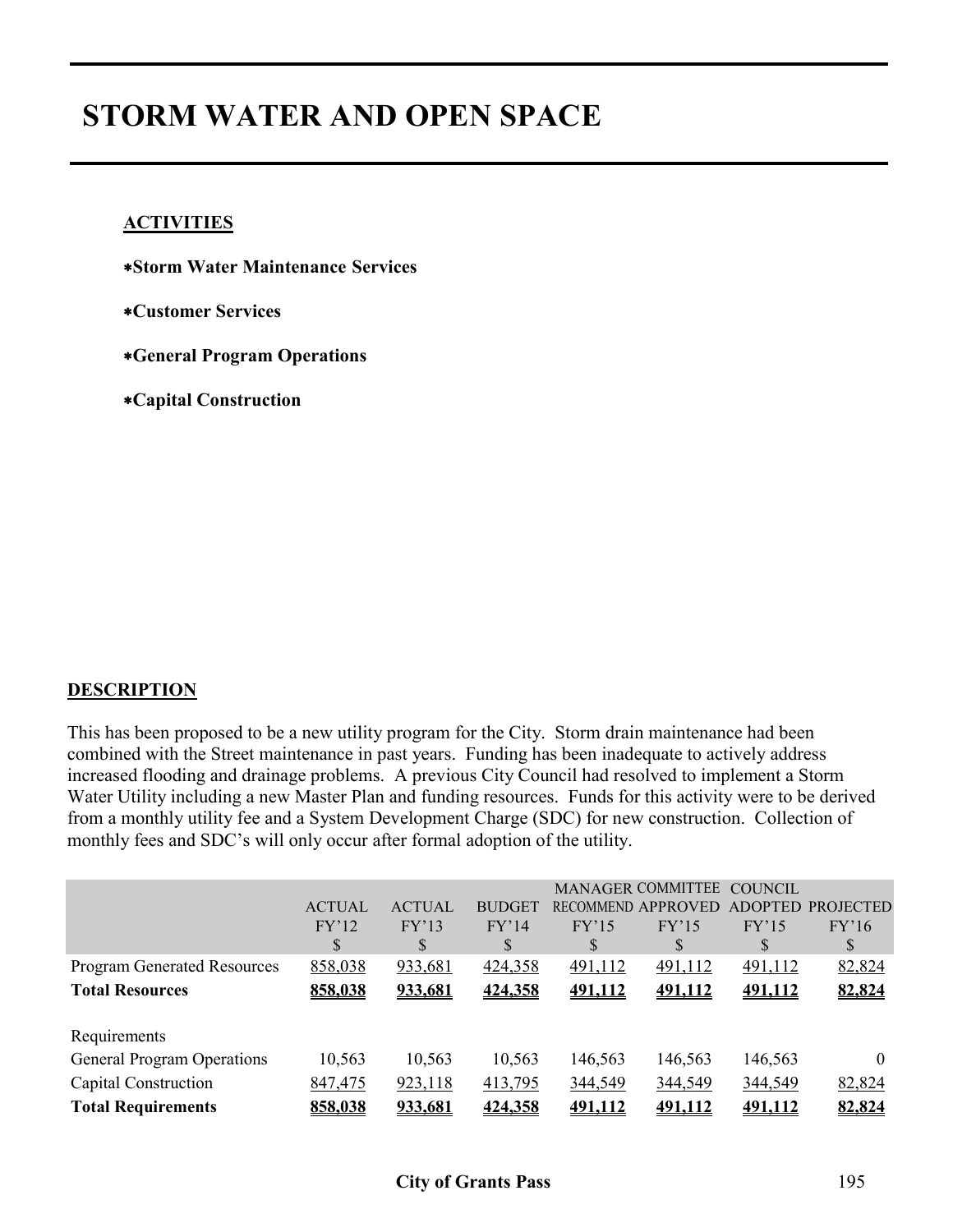# STORM WATER AND OPEN SPACE

**ACTIVITIES**

**∗Storm Water Maintenance Services**

**∗Customer Services**

**∗General Program Operations**

**∗Capital Construction**

**DESCRIPTION**

This has been proposed to be a new utility program for the City. Storm drain maintenance had been combined with the Street maintenance in past years. Funding has been inadequate to actively address increased flooding and drainage problems. A previous City Council had resolved to implement a Storm Water Utility including a new Master Plan and funding resources. Funds for this activity were to be derived from a monthly utility fee and a System Development Charge (SDC) for new construction. Collection of monthly fees and SDC's will only occur after formal adoption of the utility.

| | ACTUAL FY'12 $ | ACTUAL FY'13 $ | BUDGET FY'14 $ | MANAGER RECOMMEND FY'15 $ | COMMITTEE APPROVED FY'15 $ | COUNCIL ADOPTED FY'15 $ | PROJECTED FY'16 $ |
|---|---|---|---|---|---|---|---|
| Program Generated Resources | 858,038 | 933,681 | 424,358 | 491,112 | 491,112 | 491,112 | 82,824 |
| **Total Resources** | **858,038** | **933,681** | **424,358** | **491,112** | **491,112** | **491,112** | **82,824** |
| | | | | | | | |
| Requirements | | | | | | | |
| General Program Operations | 10,563 | 10,563 | 10,563 | 146,563 | 146,563 | 146,563 | 0 |
| Capital Construction | 847,475 | 923,118 | 413,795 | 344,549 | 344,549 | 344,549 | 82,824 |
| **Total Requirements** | **858,038** | **933,681** | **424,358** | **491,112** | **491,112** | **491,112** | **82,824** |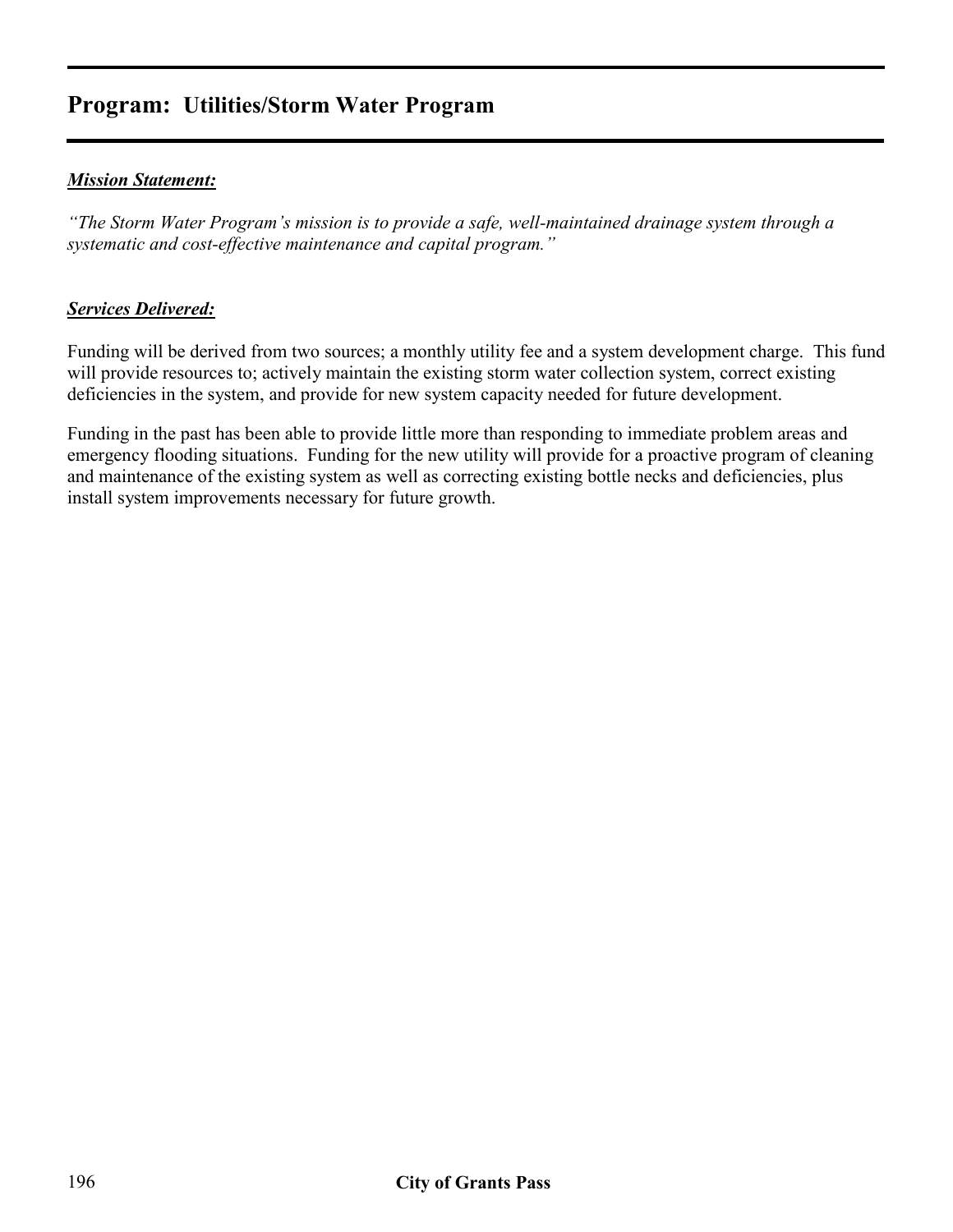## Program: Utilities/Storm Water Program

***Mission Statement:***

*"The Storm Water Program's mission is to provide a safe, well-maintained drainage system through a systematic and cost-effective maintenance and capital program."*

***Services Delivered:***

Funding will be derived from two sources; a monthly utility fee and a system development charge. This fund will provide resources to; actively maintain the existing storm water collection system, correct existing deficiencies in the system, and provide for new system capacity needed for future development.

Funding in the past has been able to provide little more than responding to immediate problem areas and emergency flooding situations. Funding for the new utility will provide for a proactive program of cleaning and maintenance of the existing system as well as correcting existing bottle necks and deficiencies, plus install system improvements necessary for future growth.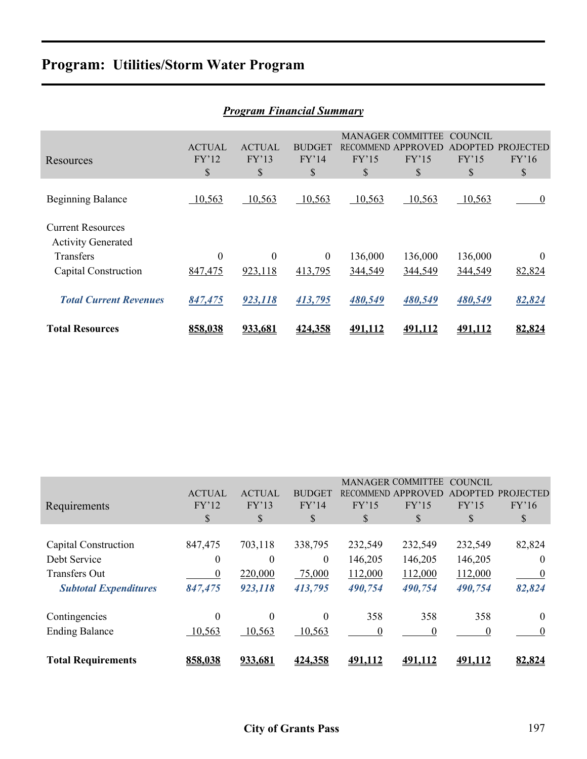# Program: Utilities/Storm Water Program

## *Program Financial Summary*

| Resources | ACTUAL FY'12 $ | ACTUAL FY'13 $ | BUDGET FY'14 $ | MANAGER RECOMMEND FY'15 $ | COMMITTEE APPROVED FY'15 $ | COUNCIL ADOPTED FY'15 $ | PROJECTED FY'16 $ |
|---|---|---|---|---|---|---|---|
| Beginning Balance | 10,563 | 10,563 | 10,563 | 10,563 | 10,563 | 10,563 | 0 |
| Current Resources | | | | | | | |
| Activity Generated | | | | | | | |
| Transfers | 0 | 0 | 0 | 136,000 | 136,000 | 136,000 | 0 |
| Capital Construction | 847,475 | 923,118 | 413,795 | 344,549 | 344,549 | 344,549 | 82,824 |
| ***Total Current Revenues*** | ***847,475*** | ***923,118*** | ***413,795*** | ***480,549*** | ***480,549*** | ***480,549*** | ***82,824*** |
| **Total Resources** | **858,038** | **933,681** | **424,358** | **491,112** | **491,112** | **491,112** | **82,824** |

| Requirements | ACTUAL FY'12 $ | ACTUAL FY'13 $ | BUDGET FY'14 $ | MANAGER RECOMMEND FY'15 $ | COMMITTEE APPROVED FY'15 $ | COUNCIL ADOPTED FY'15 $ | PROJECTED FY'16 $ |
|---|---|---|---|---|---|---|---|
| Capital Construction | 847,475 | 703,118 | 338,795 | 232,549 | 232,549 | 232,549 | 82,824 |
| Debt Service | 0 | 0 | 0 | 146,205 | 146,205 | 146,205 | 0 |
| Transfers Out | 0 | 220,000 | 75,000 | 112,000 | 112,000 | 112,000 | 0 |
| ***Subtotal Expenditures*** | ***847,475*** | ***923,118*** | ***413,795*** | ***490,754*** | ***490,754*** | ***490,754*** | ***82,824*** |
| Contingencies | 0 | 0 | 0 | 358 | 358 | 358 | 0 |
| Ending Balance | 10,563 | 10,563 | 10,563 | 0 | 0 | 0 | 0 |
| **Total Requirements** | **858,038** | **933,681** | **424,358** | **491,112** | **491,112** | **491,112** | **82,824** |

**City of Grants Pass**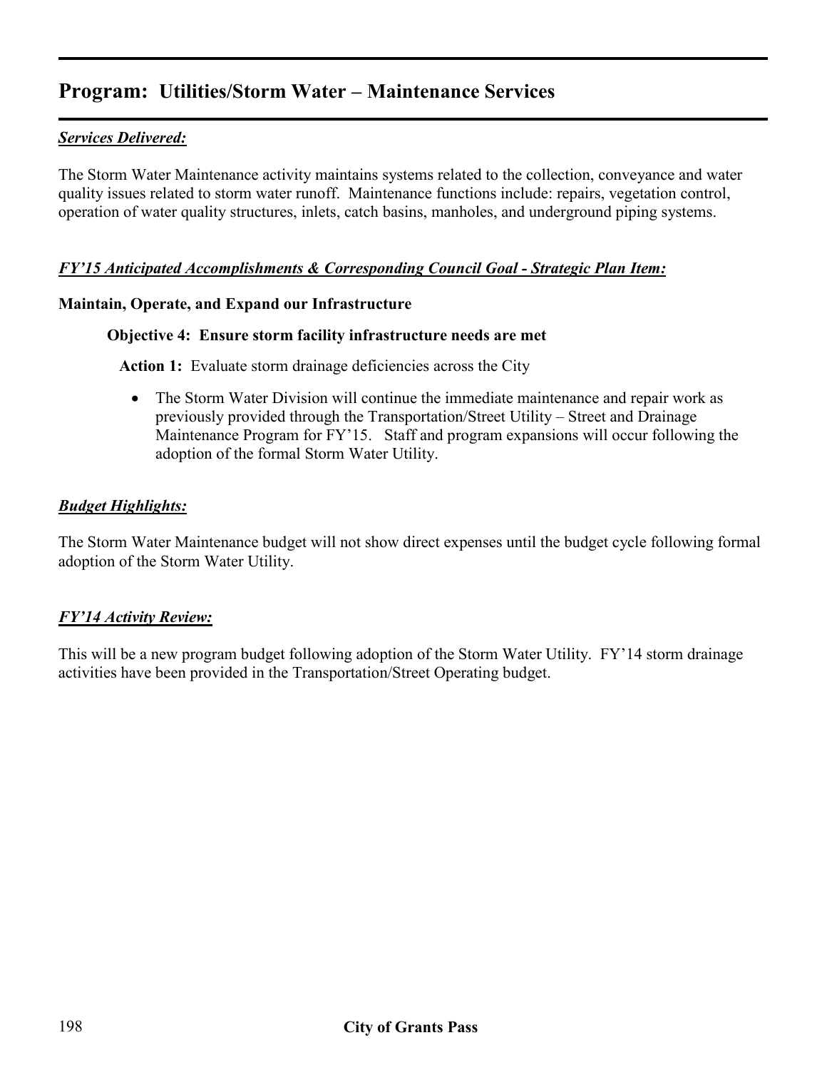## Program: Utilities/Storm Water – Maintenance Services

***Services Delivered:***

The Storm Water Maintenance activity maintains systems related to the collection, conveyance and water quality issues related to storm water runoff. Maintenance functions include: repairs, vegetation control, operation of water quality structures, inlets, catch basins, manholes, and underground piping systems.

***FY'15 Anticipated Accomplishments & Corresponding Council Goal - Strategic Plan Item:***

**Maintain, Operate, and Expand our Infrastructure**

**Objective 4: Ensure storm facility infrastructure needs are met**

**Action 1:** Evaluate storm drainage deficiencies across the City

- The Storm Water Division will continue the immediate maintenance and repair work as previously provided through the Transportation/Street Utility – Street and Drainage Maintenance Program for FY'15. Staff and program expansions will occur following the adoption of the formal Storm Water Utility.

***Budget Highlights:***

The Storm Water Maintenance budget will not show direct expenses until the budget cycle following formal adoption of the Storm Water Utility.

***FY'14 Activity Review:***

This will be a new program budget following adoption of the Storm Water Utility. FY'14 storm drainage activities have been provided in the Transportation/Street Operating budget.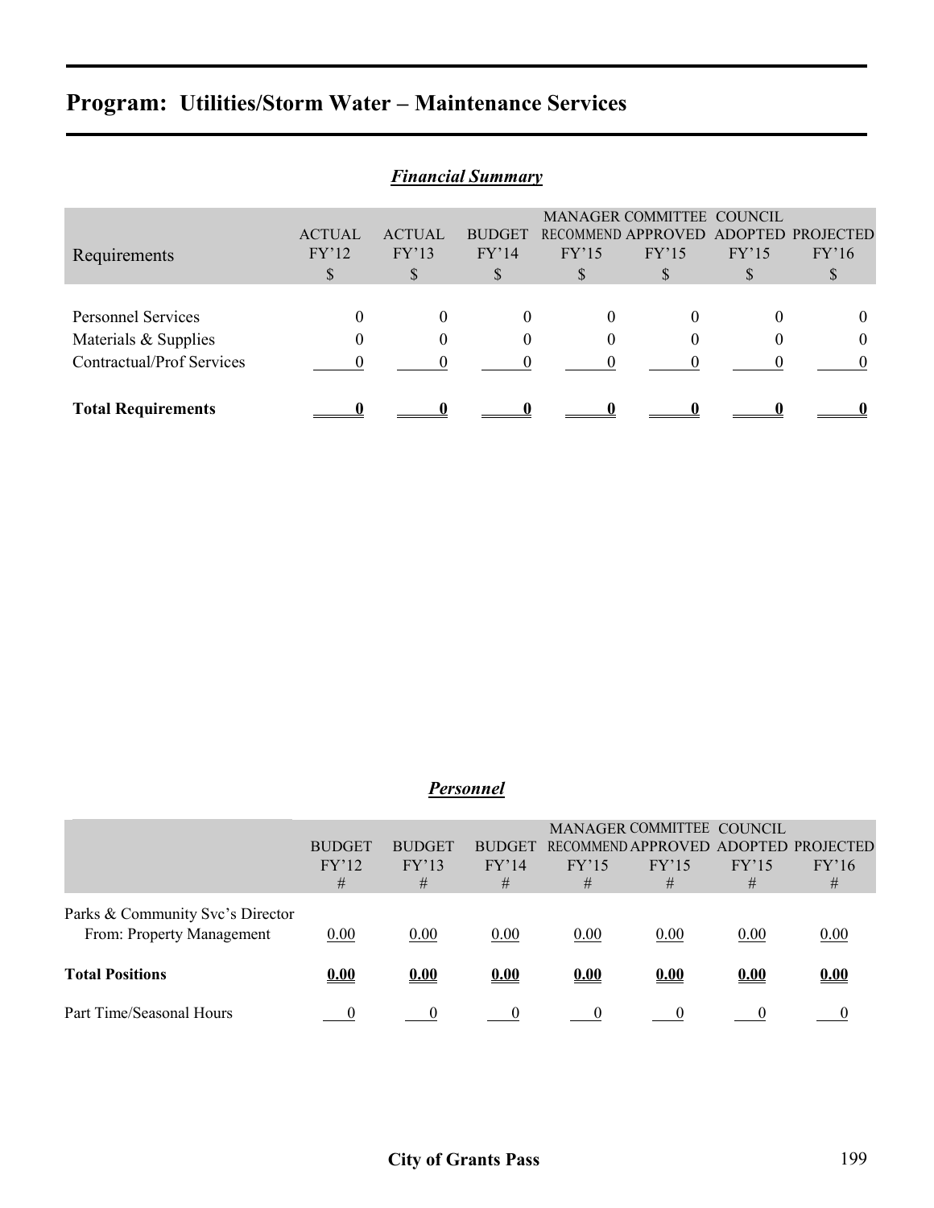# Program: Utilities/Storm Water – Maintenance Services

## *Financial Summary*

| Requirements | ACTUAL FY'12 $ | ACTUAL FY'13 $ | BUDGET FY'14 $ | MANAGER RECOMMEND FY'15 $ | COMMITTEE APPROVED FY'15 $ | COUNCIL ADOPTED FY'15 $ | PROJECTED FY'16 $ |
|---|---|---|---|---|---|---|---|
| Personnel Services | 0 | 0 | 0 | 0 | 0 | 0 | 0 |
| Materials & Supplies | 0 | 0 | 0 | 0 | 0 | 0 | 0 |
| Contractual/Prof Services | 0 | 0 | 0 | 0 | 0 | 0 | 0 |
| **Total Requirements** | **0** | **0** | **0** | **0** | **0** | **0** | **0** |

## *Personnel*

| | BUDGET FY'12 # | BUDGET FY'13 # | BUDGET FY'14 # | MANAGER RECOMMEND FY'15 # | COMMITTEE APPROVED FY'15 # | COUNCIL ADOPTED FY'15 # | PROJECTED FY'16 # |
|---|---|---|---|---|---|---|---|
| Parks & Community Svc's Director From: Property Management | 0.00 | 0.00 | 0.00 | 0.00 | 0.00 | 0.00 | 0.00 |
| **Total Positions** | **0.00** | **0.00** | **0.00** | **0.00** | **0.00** | **0.00** | **0.00** |
| Part Time/Seasonal Hours | 0 | 0 | 0 | 0 | 0 | 0 | 0 |

City of Grants Pass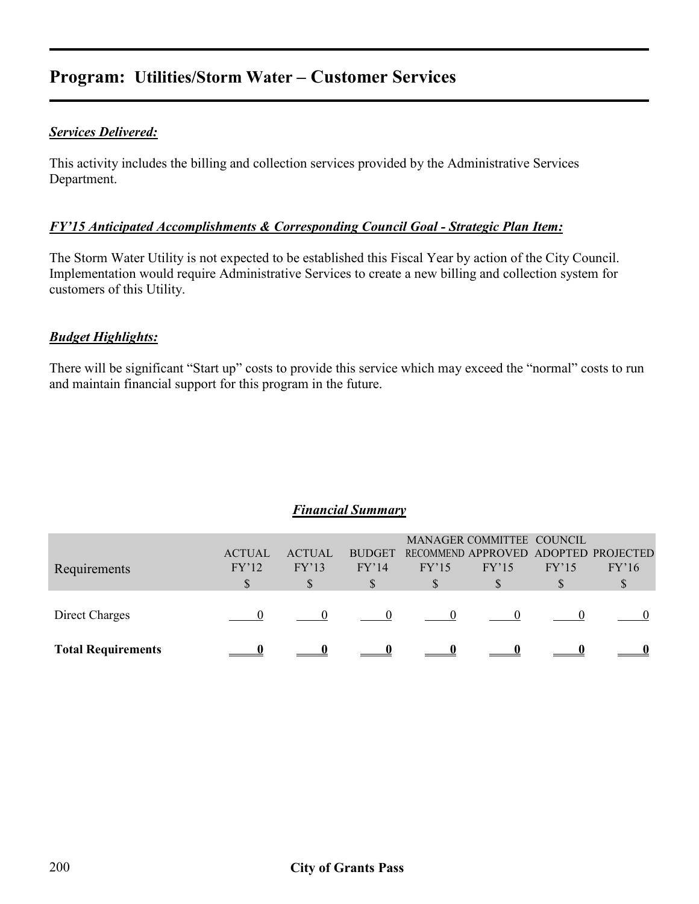# Program: Utilities/Storm Water – Customer Services

***Services Delivered:***

This activity includes the billing and collection services provided by the Administrative Services Department.

***FY'15 Anticipated Accomplishments & Corresponding Council Goal - Strategic Plan Item:***

The Storm Water Utility is not expected to be established this Fiscal Year by action of the City Council. Implementation would require Administrative Services to create a new billing and collection system for customers of this Utility.

***Budget Highlights:***

There will be significant "Start up" costs to provide this service which may exceed the "normal" costs to run and maintain financial support for this program in the future.

***Financial Summary***

| Requirements | ACTUAL FY'12 $ | ACTUAL FY'13 $ | BUDGET FY'14 $ | MANAGER RECOMMEND FY'15 $ | COMMITTEE APPROVED FY'15 $ | COUNCIL ADOPTED FY'15 $ | PROJECTED FY'16 $ |
|---|---|---|---|---|---|---|---|
| Direct Charges | 0 | 0 | 0 | 0 | 0 | 0 | 0 |
| **Total Requirements** | **0** | **0** | **0** | **0** | **0** | **0** | **0** |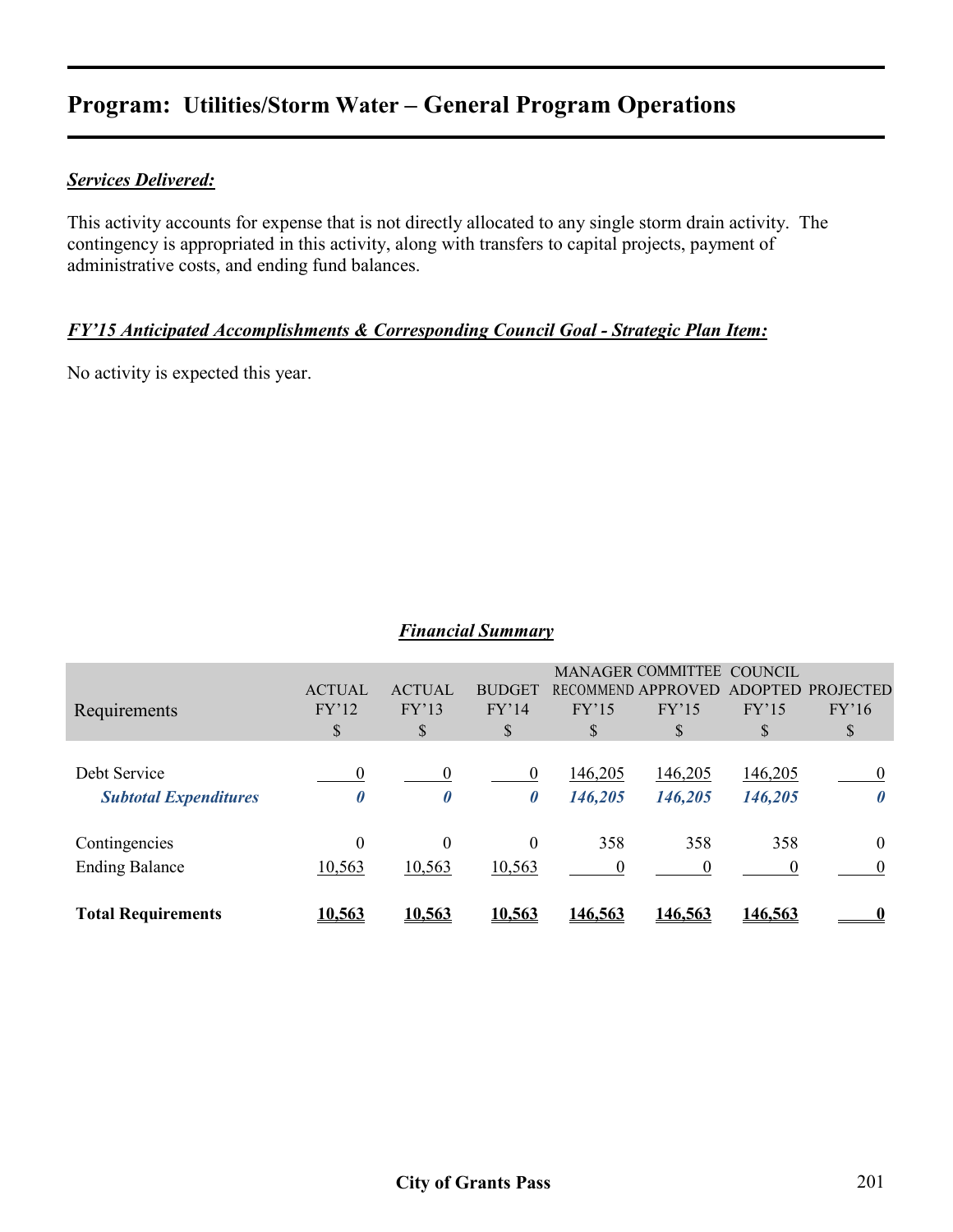# Program: Utilities/Storm Water – General Program Operations

***Services Delivered:***

This activity accounts for expense that is not directly allocated to any single storm drain activity. The contingency is appropriated in this activity, along with transfers to capital projects, payment of administrative costs, and ending fund balances.

***FY'15 Anticipated Accomplishments & Corresponding Council Goal - Strategic Plan Item:***

No activity is expected this year.

***Financial Summary***

| Requirements | ACTUAL FY'12 $ | ACTUAL FY'13 $ | BUDGET FY'14 $ | MANAGER RECOMMEND FY'15 $ | COMMITTEE APPROVED FY'15 $ | COUNCIL ADOPTED FY'15 $ | PROJECTED FY'16 $ |
|---|---|---|---|---|---|---|---|
| Debt Service | 0 | 0 | 0 | 146,205 | 146,205 | 146,205 | 0 |
| ***Subtotal Expenditures*** | ***0*** | ***0*** | ***0*** | ***146,205*** | ***146,205*** | ***146,205*** | ***0*** |
| Contingencies | 0 | 0 | 0 | 358 | 358 | 358 | 0 |
| Ending Balance | 10,563 | 10,563 | 10,563 | 0 | 0 | 0 | 0 |
| **Total Requirements** | **10,563** | **10,563** | **10,563** | **146,563** | **146,563** | **146,563** | **0** |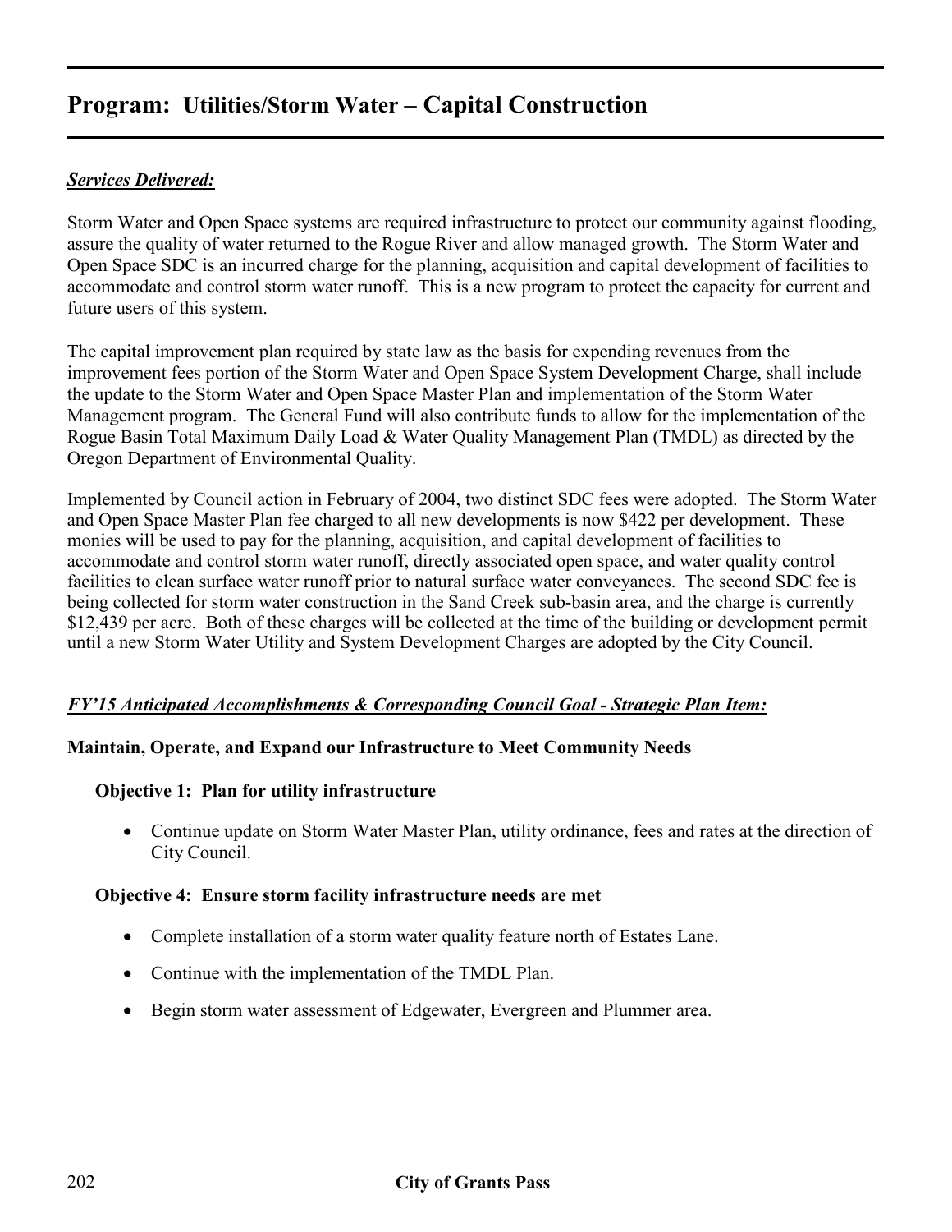# Program: Utilities/Storm Water – Capital Construction

***Services Delivered:***

Storm Water and Open Space systems are required infrastructure to protect our community against flooding, assure the quality of water returned to the Rogue River and allow managed growth. The Storm Water and Open Space SDC is an incurred charge for the planning, acquisition and capital development of facilities to accommodate and control storm water runoff. This is a new program to protect the capacity for current and future users of this system.

The capital improvement plan required by state law as the basis for expending revenues from the improvement fees portion of the Storm Water and Open Space System Development Charge, shall include the update to the Storm Water and Open Space Master Plan and implementation of the Storm Water Management program. The General Fund will also contribute funds to allow for the implementation of the Rogue Basin Total Maximum Daily Load & Water Quality Management Plan (TMDL) as directed by the Oregon Department of Environmental Quality.

Implemented by Council action in February of 2004, two distinct SDC fees were adopted. The Storm Water and Open Space Master Plan fee charged to all new developments is now $422 per development. These monies will be used to pay for the planning, acquisition, and capital development of facilities to accommodate and control storm water runoff, directly associated open space, and water quality control facilities to clean surface water runoff prior to natural surface water conveyances. The second SDC fee is being collected for storm water construction in the Sand Creek sub-basin area, and the charge is currently $12,439 per acre. Both of these charges will be collected at the time of the building or development permit until a new Storm Water Utility and System Development Charges are adopted by the City Council.

***FY'15 Anticipated Accomplishments & Corresponding Council Goal - Strategic Plan Item:***

**Maintain, Operate, and Expand our Infrastructure to Meet Community Needs**

**Objective 1: Plan for utility infrastructure**

- Continue update on Storm Water Master Plan, utility ordinance, fees and rates at the direction of City Council.

**Objective 4: Ensure storm facility infrastructure needs are met**

- Complete installation of a storm water quality feature north of Estates Lane.
- Continue with the implementation of the TMDL Plan.
- Begin storm water assessment of Edgewater, Evergreen and Plummer area.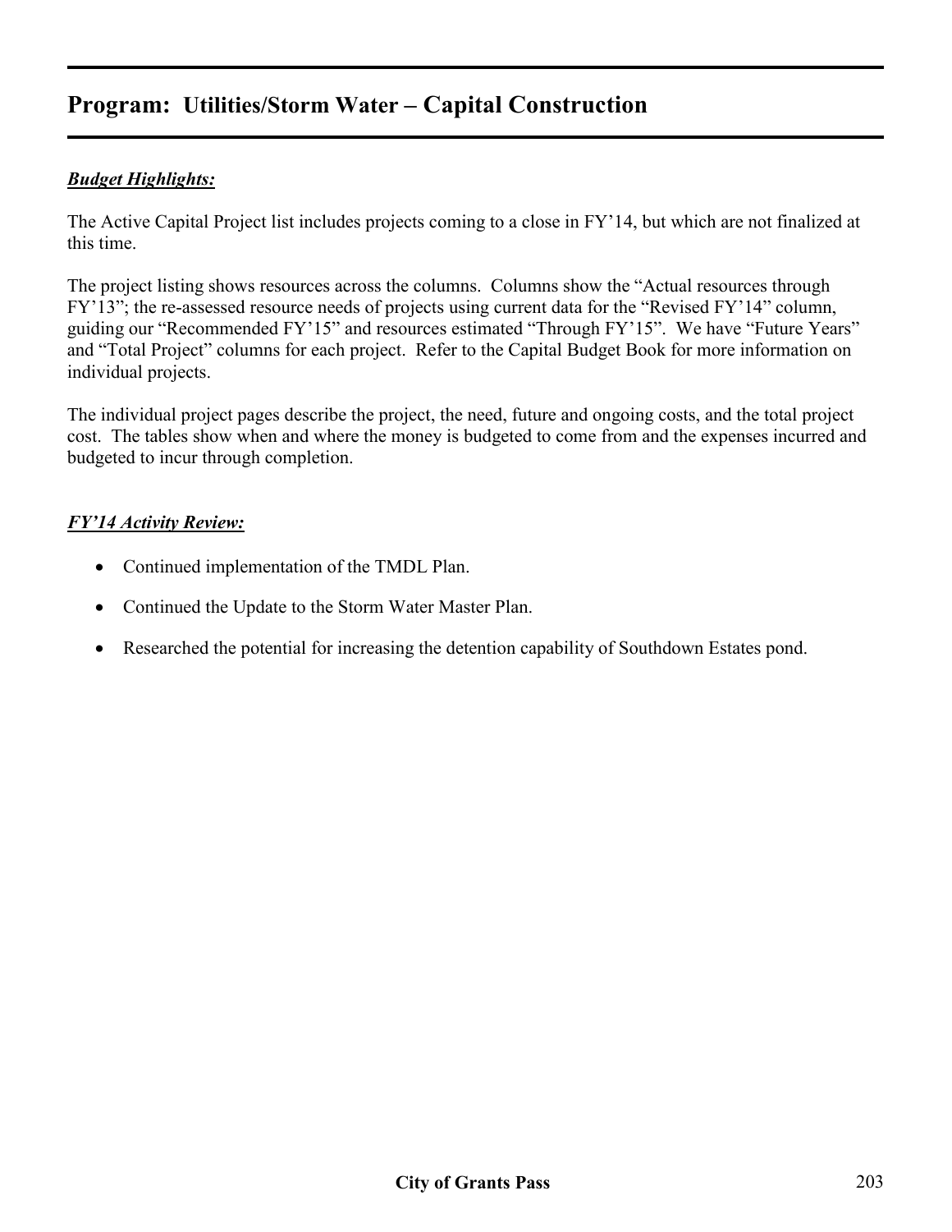# Program: Utilities/Storm Water – Capital Construction

***Budget Highlights:***

The Active Capital Project list includes projects coming to a close in FY'14, but which are not finalized at this time.

The project listing shows resources across the columns. Columns show the "Actual resources through FY'13"; the re-assessed resource needs of projects using current data for the "Revised FY'14" column, guiding our "Recommended FY'15" and resources estimated "Through FY'15". We have "Future Years" and "Total Project" columns for each project. Refer to the Capital Budget Book for more information on individual projects.

The individual project pages describe the project, the need, future and ongoing costs, and the total project cost. The tables show when and where the money is budgeted to come from and the expenses incurred and budgeted to incur through completion.

***FY'14 Activity Review:***

- Continued implementation of the TMDL Plan.
- Continued the Update to the Storm Water Master Plan.
- Researched the potential for increasing the detention capability of Southdown Estates pond.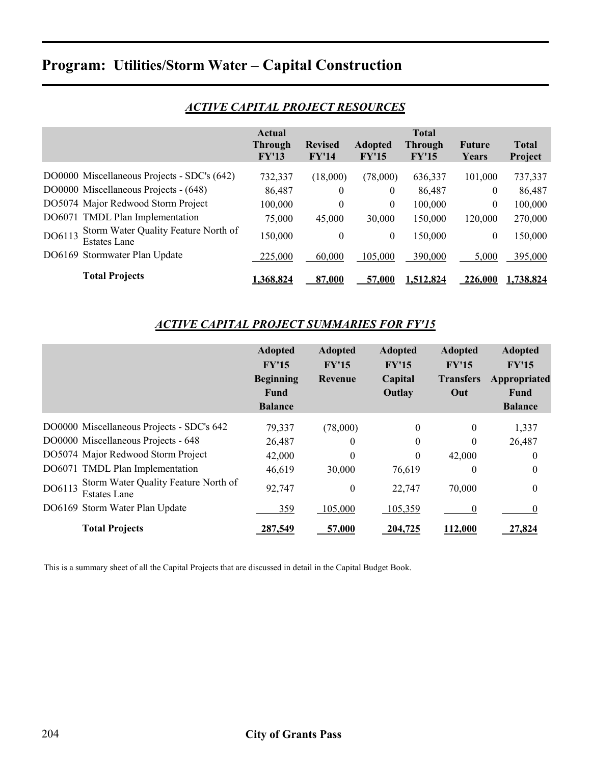# Program: Utilities/Storm Water – Capital Construction

## *ACTIVE CAPITAL PROJECT RESOURCES*

| | Actual Through FY'13 | Revised FY'14 | Adopted FY'15 | Total Through FY'15 | Future Years | Total Project |
|---|---|---|---|---|---|---|
| DO0000 Miscellaneous Projects - SDC's (642) | 732,337 | (18,000) | (78,000) | 636,337 | 101,000 | 737,337 |
| DO0000 Miscellaneous Projects - (648) | 86,487 | 0 | 0 | 86,487 | 0 | 86,487 |
| DO5074 Major Redwood Storm Project | 100,000 | 0 | 0 | 100,000 | 0 | 100,000 |
| DO6071 TMDL Plan Implementation | 75,000 | 45,000 | 30,000 | 150,000 | 120,000 | 270,000 |
| DO6113 Storm Water Quality Feature North of Estates Lane | 150,000 | 0 | 0 | 150,000 | 0 | 150,000 |
| DO6169 Stormwater Plan Update | 225,000 | 60,000 | 105,000 | 390,000 | 5,000 | 395,000 |
| **Total Projects** | **1,368,824** | **87,000** | **57,000** | **1,512,824** | **226,000** | **1,738,824** |

## *ACTIVE CAPITAL PROJECT SUMMARIES FOR FY'15*

| | Adopted FY'15 Beginning Fund Balance | Adopted FY'15 Revenue | Adopted FY'15 Capital Outlay | Adopted FY'15 Transfers Out | Adopted FY'15 Appropriated Fund Balance |
|---|---|---|---|---|---|
| DO0000 Miscellaneous Projects - SDC's 642 | 79,337 | (78,000) | 0 | 0 | 1,337 |
| DO0000 Miscellaneous Projects - 648 | 26,487 | 0 | 0 | 0 | 26,487 |
| DO5074 Major Redwood Storm Project | 42,000 | 0 | 0 | 42,000 | 0 |
| DO6071 TMDL Plan Implementation | 46,619 | 30,000 | 76,619 | 0 | 0 |
| DO6113 Storm Water Quality Feature North of Estates Lane | 92,747 | 0 | 22,747 | 70,000 | 0 |
| DO6169 Storm Water Plan Update | 359 | 105,000 | 105,359 | 0 | 0 |
| **Total Projects** | **287,549** | **57,000** | **204,725** | **112,000** | **27,824** |

This is a summary sheet of all the Capital Projects that are discussed in detail in the Capital Budget Book.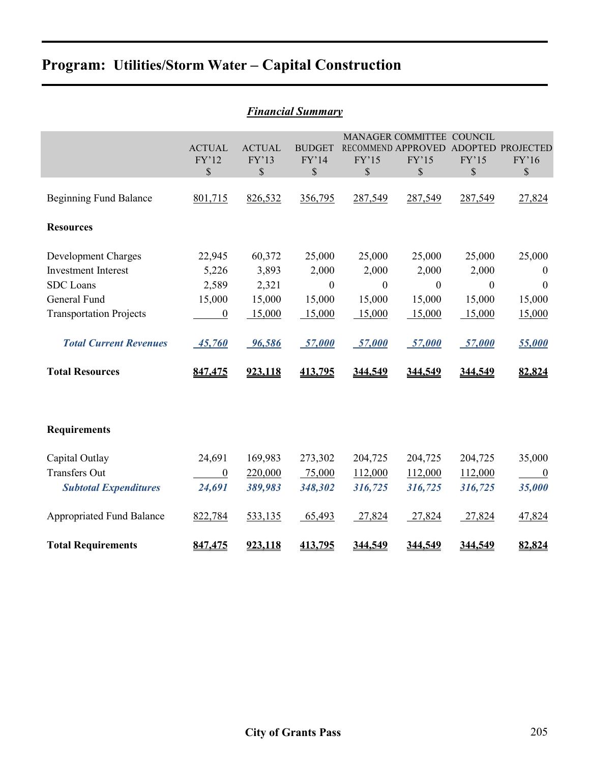# Program: Utilities/Storm Water – Capital Construction

***Financial Summary***

| | ACTUAL FY'12 $ | ACTUAL FY'13 $ | BUDGET FY'14 $ | MANAGER RECOMMEND FY'15 $ | COMMITTEE APPROVED FY'15 $ | COUNCIL ADOPTED FY'15 $ | PROJECTED FY'16 $ |
|---|---|---|---|---|---|---|---|
| Beginning Fund Balance | 801,715 | 826,532 | 356,795 | 287,549 | 287,549 | 287,549 | 27,824 |
| **Resources** | | | | | | | |
| Development Charges | 22,945 | 60,372 | 25,000 | 25,000 | 25,000 | 25,000 | 25,000 |
| Investment Interest | 5,226 | 3,893 | 2,000 | 2,000 | 2,000 | 2,000 | 0 |
| SDC Loans | 2,589 | 2,321 | 0 | 0 | 0 | 0 | 0 |
| General Fund | 15,000 | 15,000 | 15,000 | 15,000 | 15,000 | 15,000 | 15,000 |
| Transportation Projects | 0 | 15,000 | 15,000 | 15,000 | 15,000 | 15,000 | 15,000 |
| ***Total Current Revenues*** | ***45,760*** | ***96,586*** | ***57,000*** | ***57,000*** | ***57,000*** | ***57,000*** | ***55,000*** |
| **Total Resources** | **847,475** | **923,118** | **413,795** | **344,549** | **344,549** | **344,549** | **82,824** |
| **Requirements** | | | | | | | |
| Capital Outlay | 24,691 | 169,983 | 273,302 | 204,725 | 204,725 | 204,725 | 35,000 |
| Transfers Out | 0 | 220,000 | 75,000 | 112,000 | 112,000 | 112,000 | 0 |
| ***Subtotal Expenditures*** | ***24,691*** | ***389,983*** | ***348,302*** | ***316,725*** | ***316,725*** | ***316,725*** | ***35,000*** |
| Appropriated Fund Balance | 822,784 | 533,135 | 65,493 | 27,824 | 27,824 | 27,824 | 47,824 |
| **Total Requirements** | **847,475** | **923,118** | **413,795** | **344,549** | **344,549** | **344,549** | **82,824** |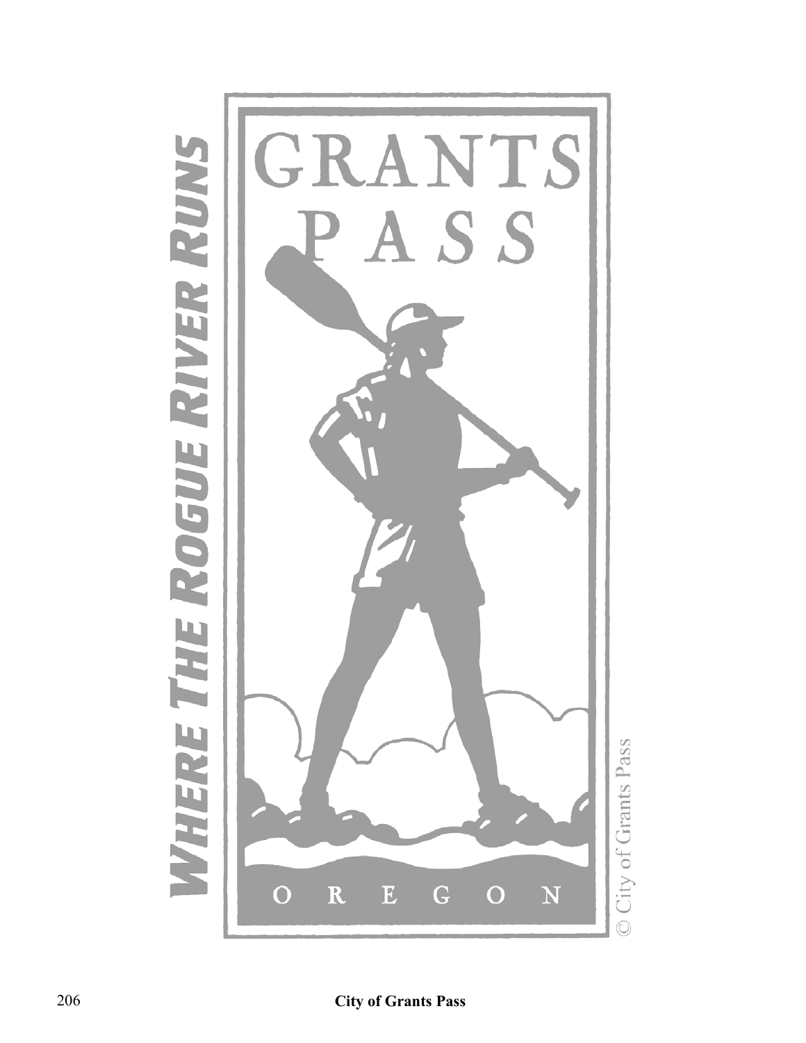WHERE THE ROGUE RIVER RUNS

GRANTS PASS

OREGON

© City of Grants Pass